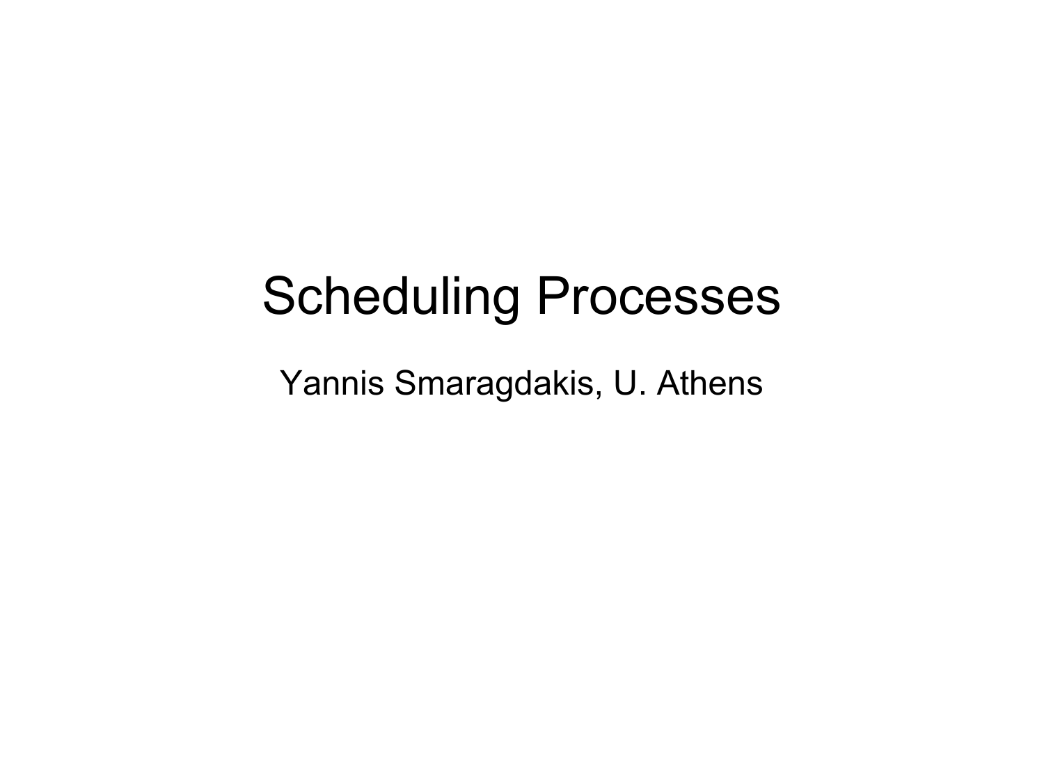# Scheduling Processes

Yannis Smaragdakis, U. Athens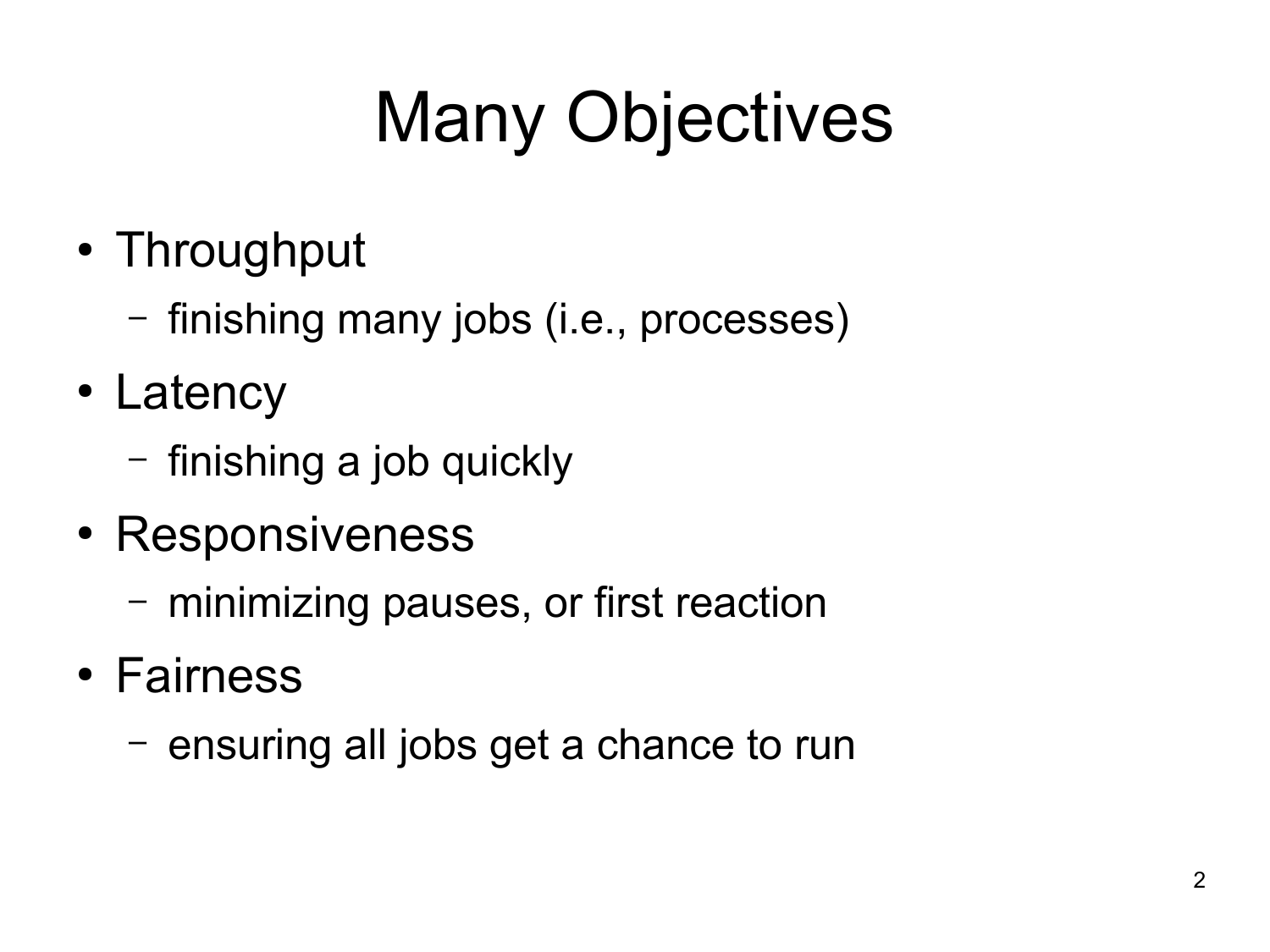# Many Objectives

- Throughput
  - finishing many jobs (i.e., processes)
- Latency
  - finishing a job quickly
- Responsiveness
  - minimizing pauses, or first reaction
- Fairness
  - ensuring all jobs get a chance to run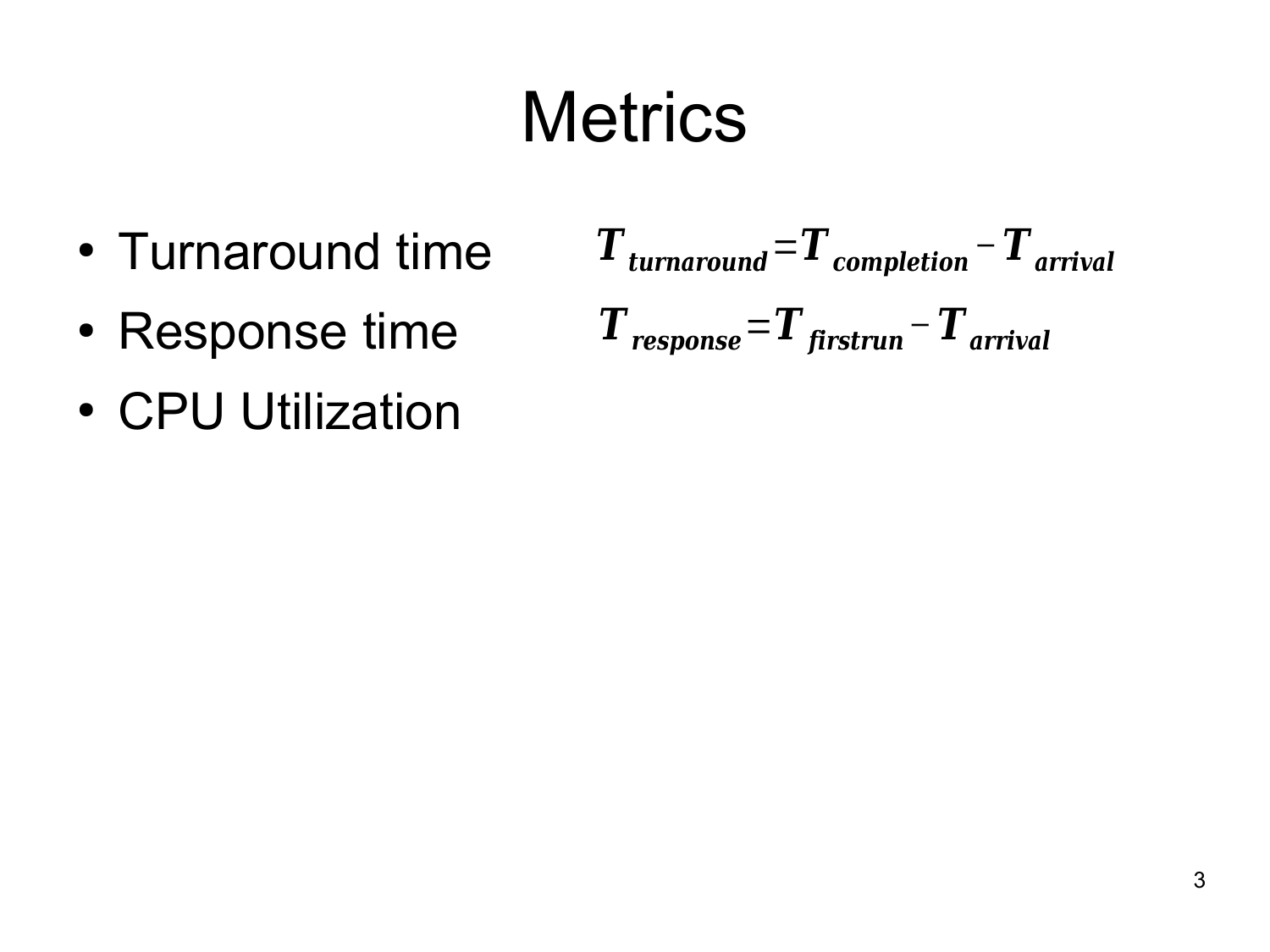# Metrics

- Turnaround time $T_{turnaround} = T_{completion} - T_{arrival}$
- Response time $T_{response} = T_{firstrun} - T_{arrival}$
- CPU Utilization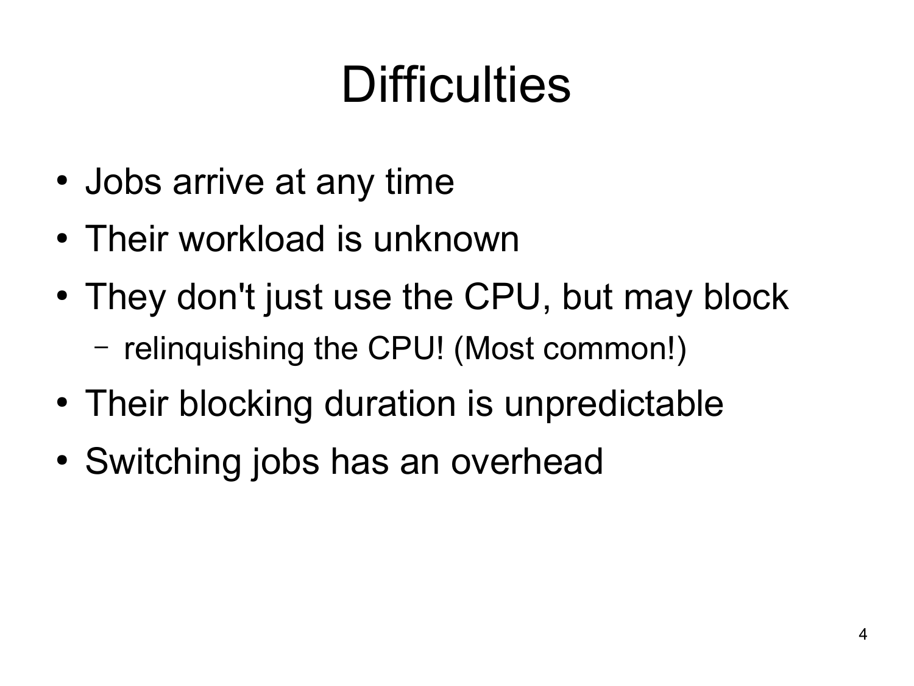# Difficulties

- Jobs arrive at any time
- Their workload is unknown
- They don't just use the CPU, but may block
  - relinquishing the CPU! (Most common!)
- Their blocking duration is unpredictable
- Switching jobs has an overhead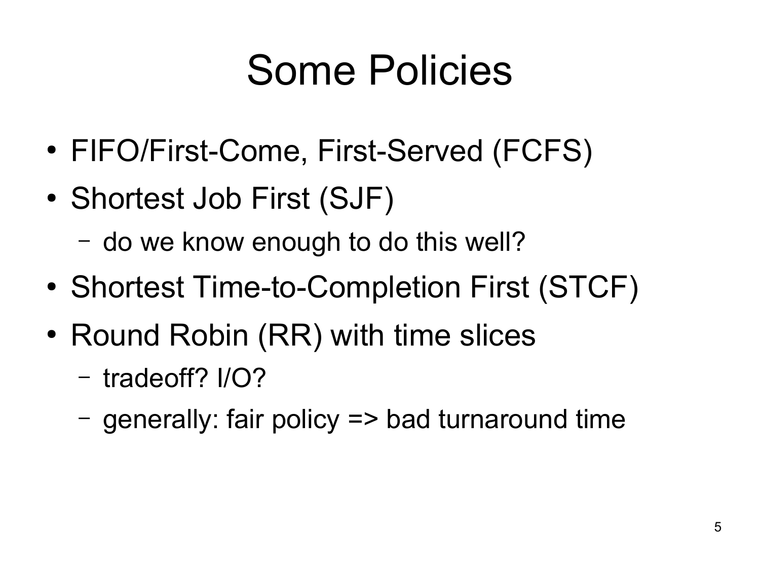# Some Policies

- FIFO/First-Come, First-Served (FCFS)
- Shortest Job First (SJF)
  - do we know enough to do this well?
- Shortest Time-to-Completion First (STCF)
- Round Robin (RR) with time slices
  - tradeoff? I/O?
  - generally: fair policy => bad turnaround time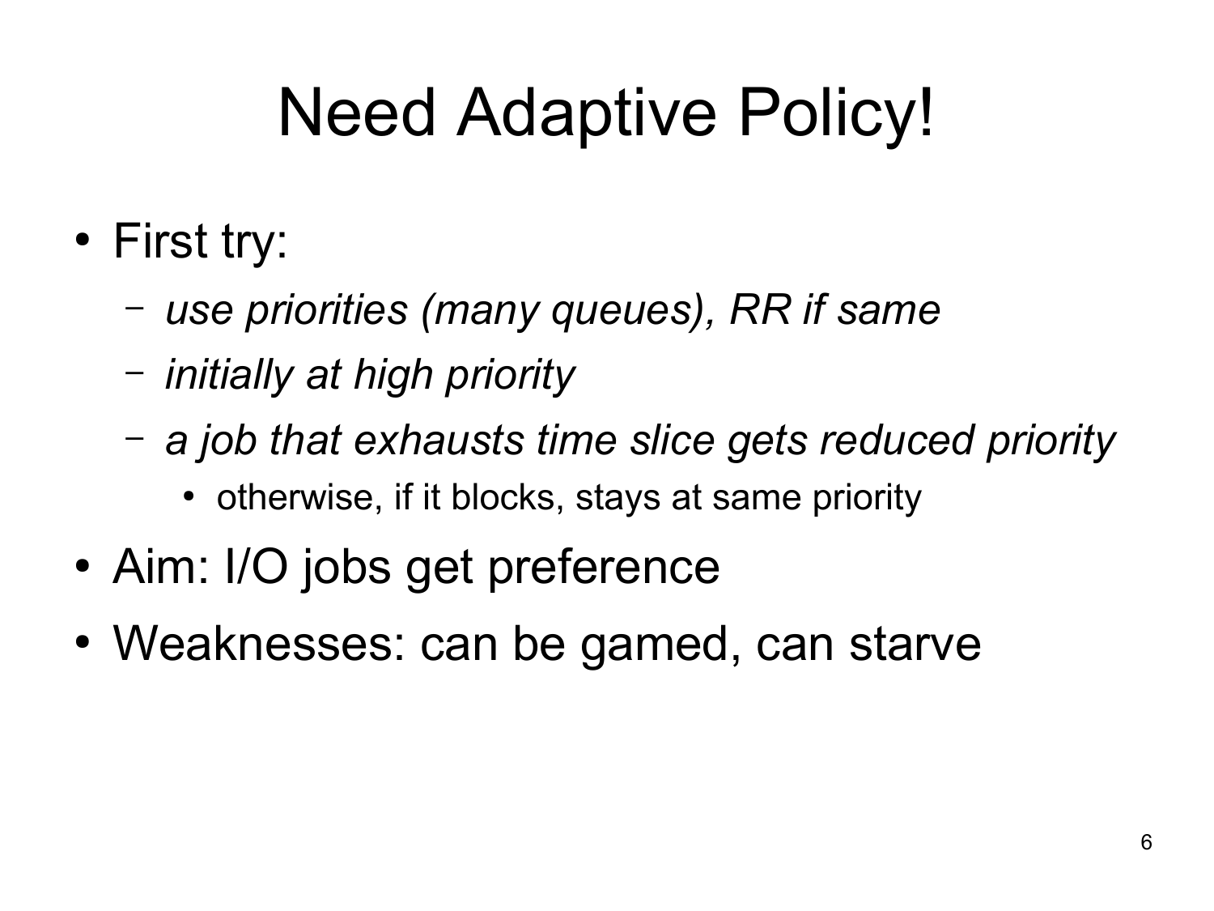# Need Adaptive Policy!

- First try:
  - *use priorities (many queues), RR if same*
  - *initially at high priority*
  - *a job that exhausts time slice gets reduced priority*
    - otherwise, if it blocks, stays at same priority
- Aim: I/O jobs get preference
- Weaknesses: can be gamed, can starve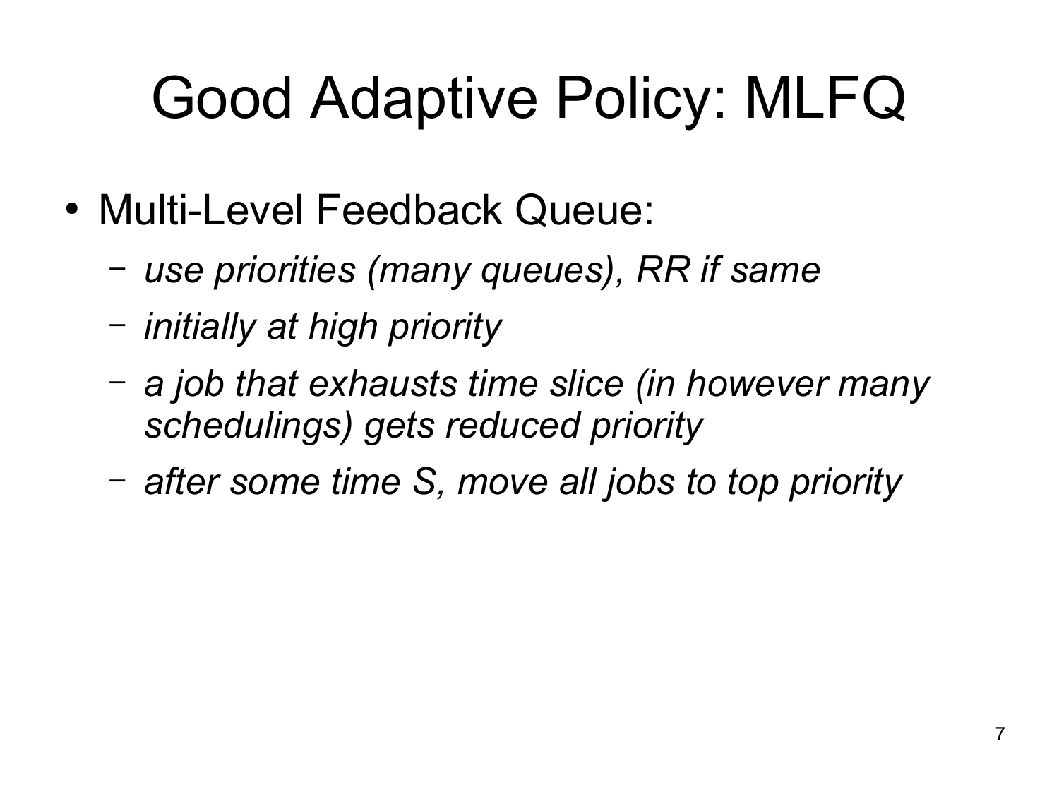# Good Adaptive Policy: MLFQ

- Multi-Level Feedback Queue:
  - *use priorities (many queues), RR if same*
  - *initially at high priority*
  - *a job that exhausts time slice (in however many schedulings) gets reduced priority*
  - *after some time S, move all jobs to top priority*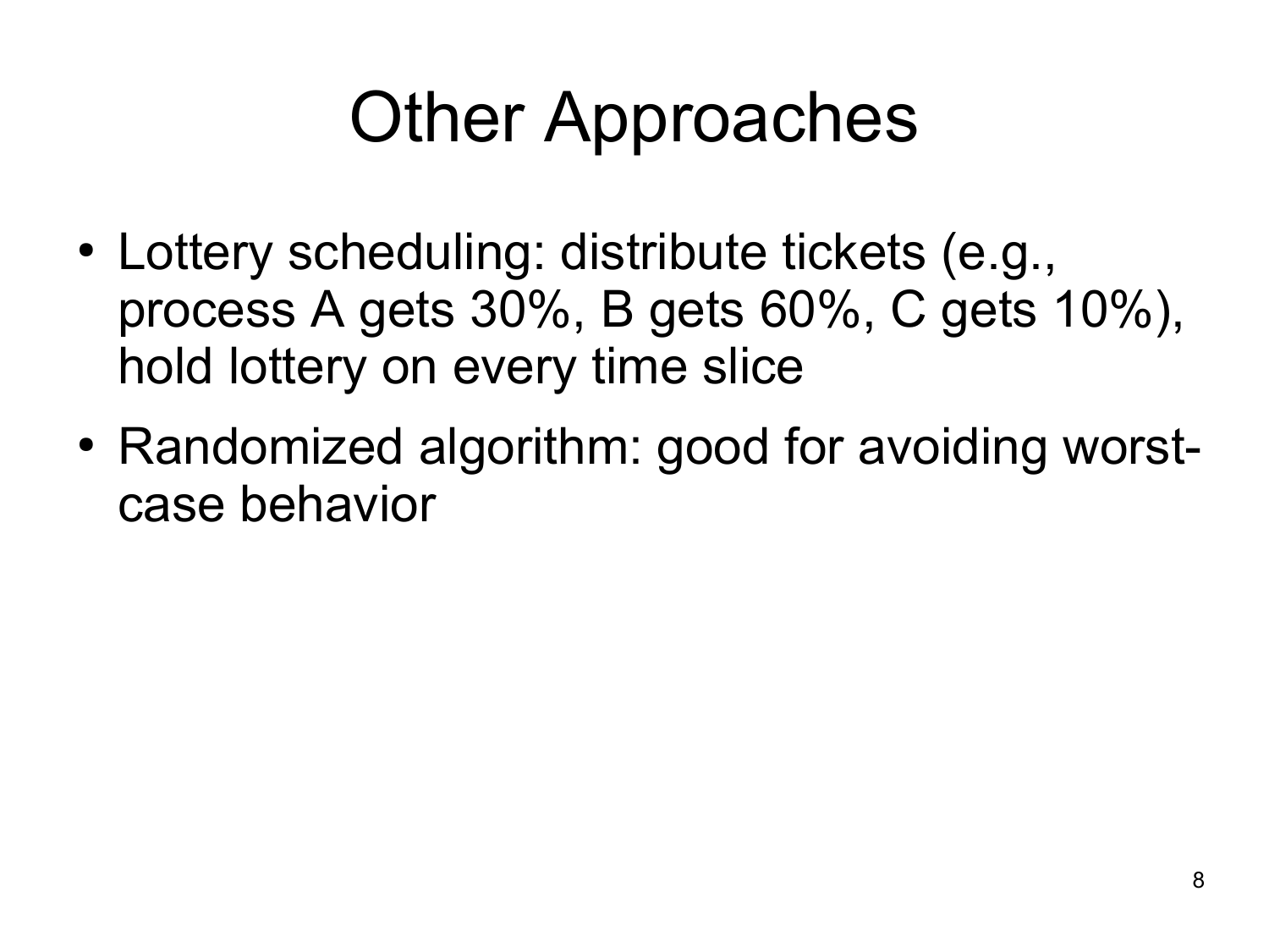# Other Approaches

- Lottery scheduling: distribute tickets (e.g., process A gets 30%, B gets 60%, C gets 10%), hold lottery on every time slice
- Randomized algorithm: good for avoiding worst-case behavior